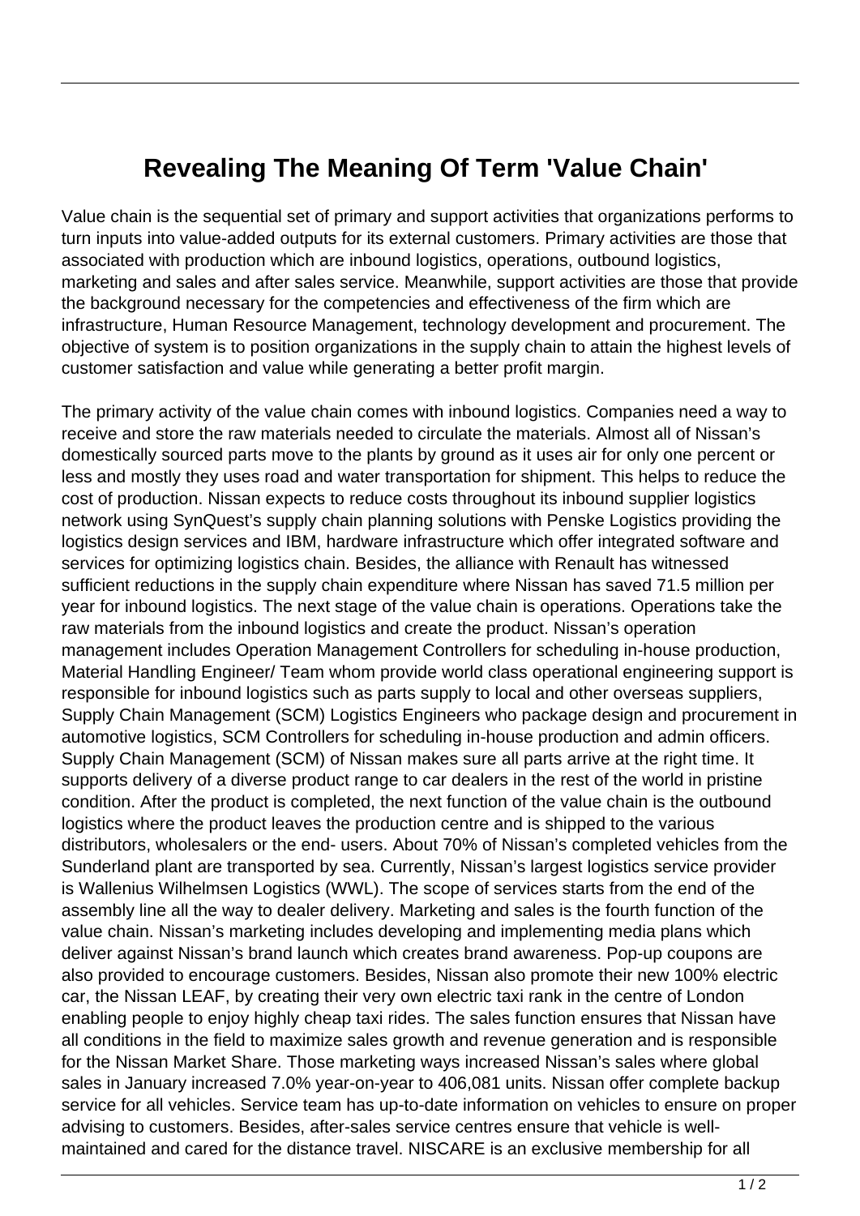# Revealing The Meaning Of Term 'Value Chain'

Value chain is the sequential set of primary and support activities that organizations performs to turn inputs into value-added outputs for its external customers. Primary activities are those that associated with production which are inbound logistics, operations, outbound logistics, marketing and sales and after sales service. Meanwhile, support activities are those that provide the background necessary for the competencies and effectiveness of the firm which are infrastructure, Human Resource Management, technology development and procurement. The objective of system is to position organizations in the supply chain to attain the highest levels of customer satisfaction and value while generating a better profit margin.

The primary activity of the value chain comes with inbound logistics. Companies need a way to receive and store the raw materials needed to circulate the materials. Almost all of Nissan's domestically sourced parts move to the plants by ground as it uses air for only one percent or less and mostly they uses road and water transportation for shipment. This helps to reduce the cost of production. Nissan expects to reduce costs throughout its inbound supplier logistics network using SynQuest's supply chain planning solutions with Penske Logistics providing the logistics design services and IBM, hardware infrastructure which offer integrated software and services for optimizing logistics chain. Besides, the alliance with Renault has witnessed sufficient reductions in the supply chain expenditure where Nissan has saved 71.5 million per year for inbound logistics. The next stage of the value chain is operations. Operations take the raw materials from the inbound logistics and create the product. Nissan's operation management includes Operation Management Controllers for scheduling in-house production, Material Handling Engineer/ Team whom provide world class operational engineering support is responsible for inbound logistics such as parts supply to local and other overseas suppliers, Supply Chain Management (SCM) Logistics Engineers who package design and procurement in automotive logistics, SCM Controllers for scheduling in-house production and admin officers. Supply Chain Management (SCM) of Nissan makes sure all parts arrive at the right time. It supports delivery of a diverse product range to car dealers in the rest of the world in pristine condition. After the product is completed, the next function of the value chain is the outbound logistics where the product leaves the production centre and is shipped to the various distributors, wholesalers or the end- users. About 70% of Nissan's completed vehicles from the Sunderland plant are transported by sea. Currently, Nissan's largest logistics service provider is Wallenius Wilhelmsen Logistics (WWL). The scope of services starts from the end of the assembly line all the way to dealer delivery. Marketing and sales is the fourth function of the value chain. Nissan's marketing includes developing and implementing media plans which deliver against Nissan's brand launch which creates brand awareness. Pop-up coupons are also provided to encourage customers. Besides, Nissan also promote their new 100% electric car, the Nissan LEAF, by creating their very own electric taxi rank in the centre of London enabling people to enjoy highly cheap taxi rides. The sales function ensures that Nissan have all conditions in the field to maximize sales growth and revenue generation and is responsible for the Nissan Market Share. Those marketing ways increased Nissan's sales where global sales in January increased 7.0% year-on-year to 406,081 units. Nissan offer complete backup service for all vehicles. Service team has up-to-date information on vehicles to ensure on proper advising to customers. Besides, after-sales service centres ensure that vehicle is well-maintained and cared for the distance travel. NISCARE is an exclusive membership for all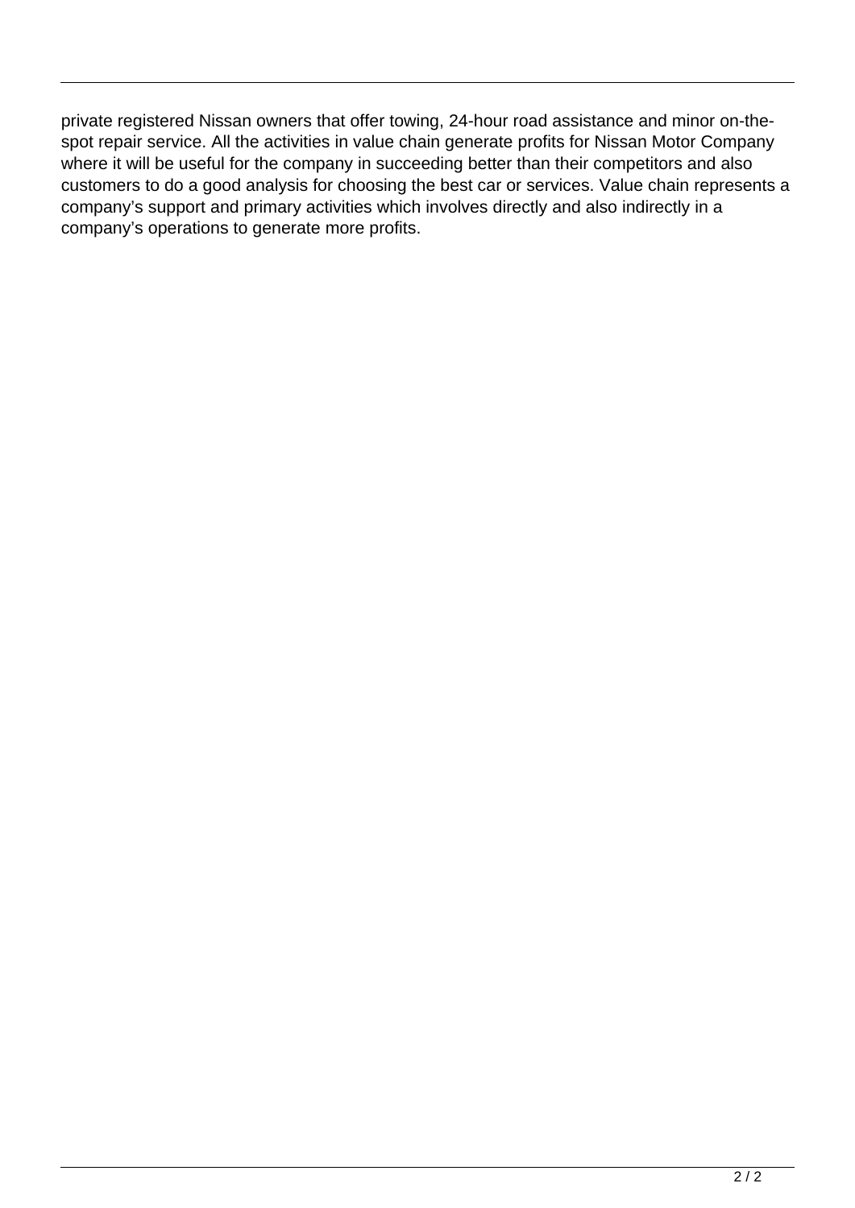private registered Nissan owners that offer towing, 24-hour road assistance and minor on-the-spot repair service. All the activities in value chain generate profits for Nissan Motor Company where it will be useful for the company in succeeding better than their competitors and also customers to do a good analysis for choosing the best car or services. Value chain represents a company's support and primary activities which involves directly and also indirectly in a company's operations to generate more profits.